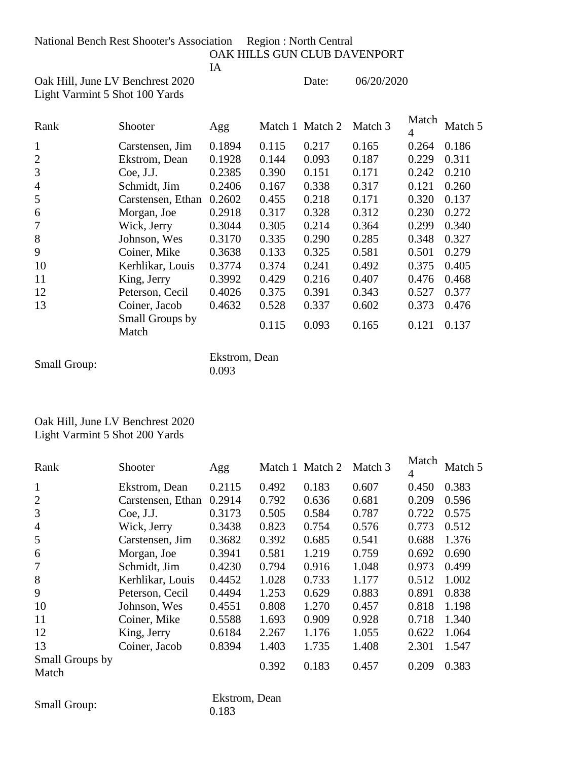National Bench Rest Shooter's Association Region : North Central

OAK HILLS GUN CLUB DAVENPORT IA

Oak Hill, June LV Benchrest 2020 Date: 06/20/2020

Light Varmint 5 Shot 100 Yards

| Rank | Shooter | Agg | Match 1 | Match 2 | Match 3 | Match 4 | Match 5 |
|---|---|---|---|---|---|---|---|
| 1 | Carstensen, Jim | 0.1894 | 0.115 | 0.217 | 0.165 | 0.264 | 0.186 |
| 2 | Ekstrom, Dean | 0.1928 | 0.144 | 0.093 | 0.187 | 0.229 | 0.311 |
| 3 | Coe, J.J. | 0.2385 | 0.390 | 0.151 | 0.171 | 0.242 | 0.210 |
| 4 | Schmidt, Jim | 0.2406 | 0.167 | 0.338 | 0.317 | 0.121 | 0.260 |
| 5 | Carstensen, Ethan | 0.2602 | 0.455 | 0.218 | 0.171 | 0.320 | 0.137 |
| 6 | Morgan, Joe | 0.2918 | 0.317 | 0.328 | 0.312 | 0.230 | 0.272 |
| 7 | Wick, Jerry | 0.3044 | 0.305 | 0.214 | 0.364 | 0.299 | 0.340 |
| 8 | Johnson, Wes | 0.3170 | 0.335 | 0.290 | 0.285 | 0.348 | 0.327 |
| 9 | Coiner, Mike | 0.3638 | 0.133 | 0.325 | 0.581 | 0.501 | 0.279 |
| 10 | Kerhlikar, Louis | 0.3774 | 0.374 | 0.241 | 0.492 | 0.375 | 0.405 |
| 11 | King, Jerry | 0.3992 | 0.429 | 0.216 | 0.407 | 0.476 | 0.468 |
| 12 | Peterson, Cecil | 0.4026 | 0.375 | 0.391 | 0.343 | 0.527 | 0.377 |
| 13 | Coiner, Jacob | 0.4632 | 0.528 | 0.337 | 0.602 | 0.373 | 0.476 |
| | Small Groups by Match | | 0.115 | 0.093 | 0.165 | 0.121 | 0.137 |

Small Group: Ekstrom, Dean 0.093

Oak Hill, June LV Benchrest 2020

Light Varmint 5 Shot 200 Yards

| Rank | Shooter | Agg | Match 1 | Match 2 | Match 3 | Match 4 | Match 5 |
|---|---|---|---|---|---|---|---|
| 1 | Ekstrom, Dean | 0.2115 | 0.492 | 0.183 | 0.607 | 0.450 | 0.383 |
| 2 | Carstensen, Ethan | 0.2914 | 0.792 | 0.636 | 0.681 | 0.209 | 0.596 |
| 3 | Coe, J.J. | 0.3173 | 0.505 | 0.584 | 0.787 | 0.722 | 0.575 |
| 4 | Wick, Jerry | 0.3438 | 0.823 | 0.754 | 0.576 | 0.773 | 0.512 |
| 5 | Carstensen, Jim | 0.3682 | 0.392 | 0.685 | 0.541 | 0.688 | 1.376 |
| 6 | Morgan, Joe | 0.3941 | 0.581 | 1.219 | 0.759 | 0.692 | 0.690 |
| 7 | Schmidt, Jim | 0.4230 | 0.794 | 0.916 | 1.048 | 0.973 | 0.499 |
| 8 | Kerhlikar, Louis | 0.4452 | 1.028 | 0.733 | 1.177 | 0.512 | 1.002 |
| 9 | Peterson, Cecil | 0.4494 | 1.253 | 0.629 | 0.883 | 0.891 | 0.838 |
| 10 | Johnson, Wes | 0.4551 | 0.808 | 1.270 | 0.457 | 0.818 | 1.198 |
| 11 | Coiner, Mike | 0.5588 | 1.693 | 0.909 | 0.928 | 0.718 | 1.340 |
| 12 | King, Jerry | 0.6184 | 2.267 | 1.176 | 1.055 | 0.622 | 1.064 |
| 13 | Coiner, Jacob | 0.8394 | 1.403 | 1.735 | 1.408 | 2.301 | 1.547 |
| Small Groups by Match | | | 0.392 | 0.183 | 0.457 | 0.209 | 0.383 |

Small Group: Ekstrom, Dean 0.183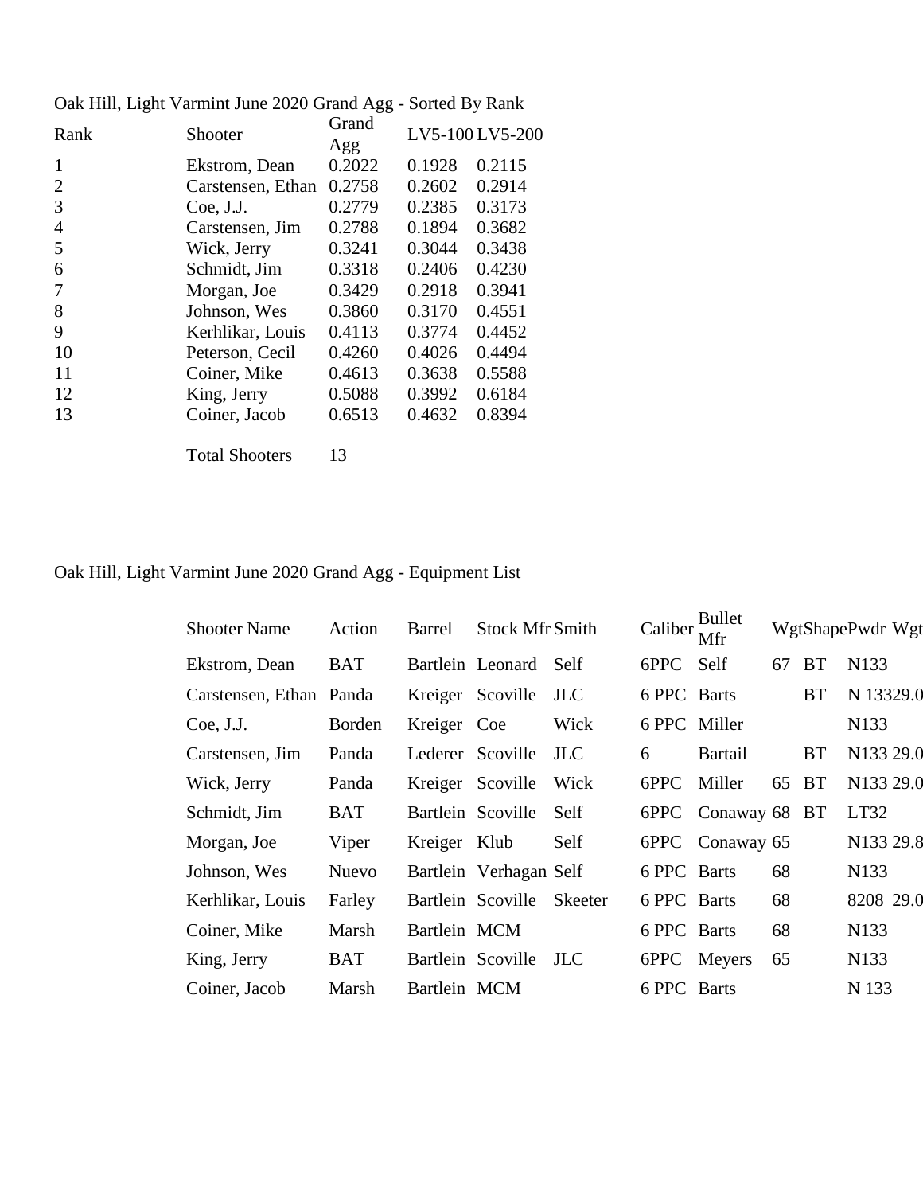Oak Hill, Light Varmint June 2020 Grand Agg - Sorted By Rank

| Rank | Shooter | Grand Agg | LV5-100 | LV5-200 |
|---|---|---|---|---|
| 1 | Ekstrom, Dean | 0.2022 | 0.1928 | 0.2115 |
| 2 | Carstensen, Ethan | 0.2758 | 0.2602 | 0.2914 |
| 3 | Coe, J.J. | 0.2779 | 0.2385 | 0.3173 |
| 4 | Carstensen, Jim | 0.2788 | 0.1894 | 0.3682 |
| 5 | Wick, Jerry | 0.3241 | 0.3044 | 0.3438 |
| 6 | Schmidt, Jim | 0.3318 | 0.2406 | 0.4230 |
| 7 | Morgan, Joe | 0.3429 | 0.2918 | 0.3941 |
| 8 | Johnson, Wes | 0.3860 | 0.3170 | 0.4551 |
| 9 | Kerhlikar, Louis | 0.4113 | 0.3774 | 0.4452 |
| 10 | Peterson, Cecil | 0.4260 | 0.4026 | 0.4494 |
| 11 | Coiner, Mike | 0.4613 | 0.3638 | 0.5588 |
| 12 | King, Jerry | 0.5088 | 0.3992 | 0.6184 |
| 13 | Coiner, Jacob | 0.6513 | 0.4632 | 0.8394 |
| | Total Shooters | 13 | | |

Oak Hill, Light Varmint June 2020 Grand Agg - Equipment List

| Shooter Name | Action | Barrel | Stock Mfr | Smith | Caliber | Bullet Mfr | Wgt | Shape | Pwdr | Wgt |
|---|---|---|---|---|---|---|---|---|---|---|
| Ekstrom, Dean | BAT | Bartlein | Leonard | Self | 6PPC | Self | 67 | BT | N133 | |
| Carstensen, Ethan | Panda | Kreiger | Scoville | JLC | 6 PPC | Barts | | BT | N 133 | 29.0 |
| Coe, J.J. | Borden | Kreiger | Coe | Wick | 6 PPC | Miller | | | N133 | |
| Carstensen, Jim | Panda | Lederer | Scoville | JLC | 6 | Bartail | | BT | N133 | 29.0 |
| Wick, Jerry | Panda | Kreiger | Scoville | Wick | 6PPC | Miller | 65 | BT | N133 | 29.0 |
| Schmidt, Jim | BAT | Bartlein | Scoville | Self | 6PPC | Conaway | 68 | BT | LT32 | |
| Morgan, Joe | Viper | Kreiger | Klub | Self | 6PPC | Conaway | 65 | | N133 | 29.8 |
| Johnson, Wes | Nuevo | Bartlein | Verhagan | Self | 6 PPC | Barts | 68 | | N133 | |
| Kerhlikar, Louis | Farley | Bartlein | Scoville | Skeeter | 6 PPC | Barts | 68 | | 8208 | 29.0 |
| Coiner, Mike | Marsh | Bartlein | MCM | | 6 PPC | Barts | 68 | | N133 | |
| King, Jerry | BAT | Bartlein | Scoville | JLC | 6PPC | Meyers | 65 | | N133 | |
| Coiner, Jacob | Marsh | Bartlein | MCM | | 6 PPC | Barts | | | N 133 | |